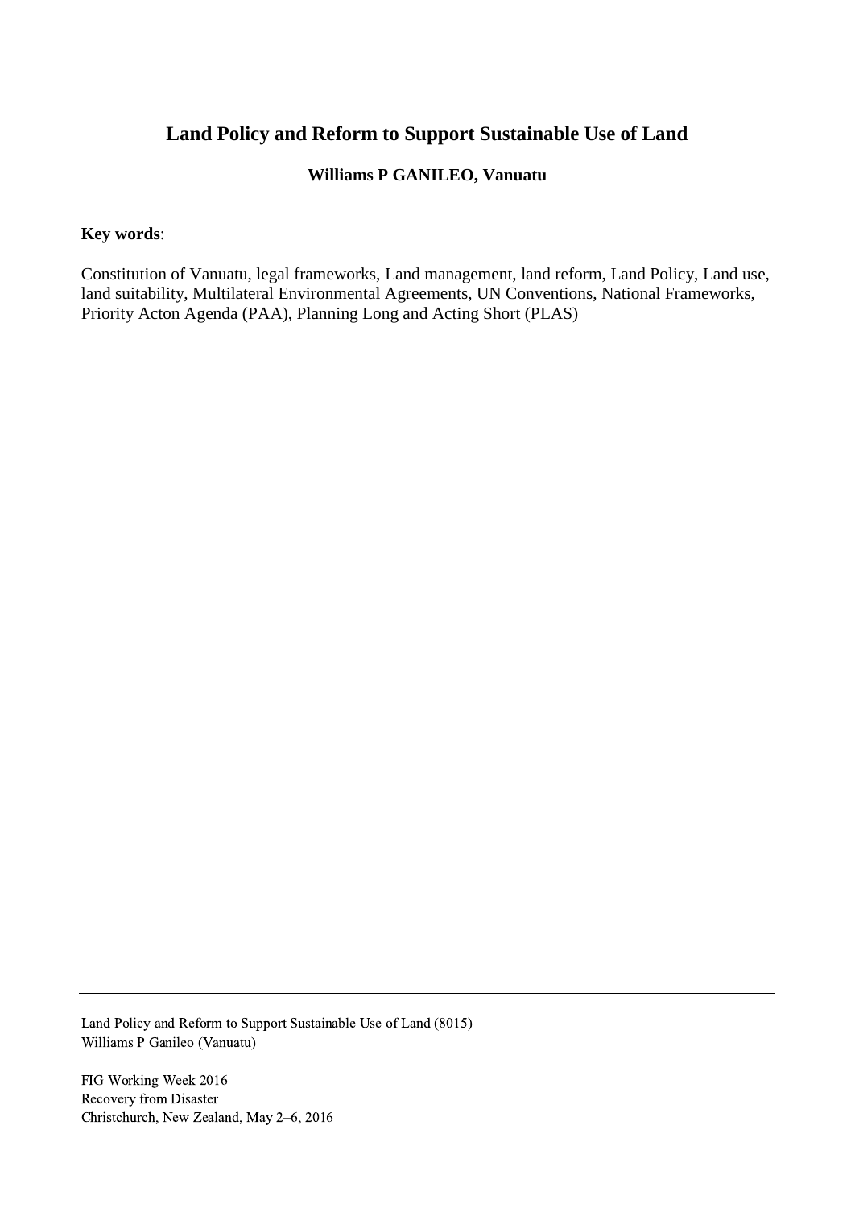# Land Policy and Reform to Support Sustainable Use of Land

**Williams P GANILEO, Vanuatu**

**Key words**:

Constitution of Vanuatu, legal frameworks, Land management, land reform, Land Policy, Land use, land suitability, Multilateral Environmental Agreements, UN Conventions, National Frameworks, Priority Acton Agenda (PAA), Planning Long and Acting Short (PLAS)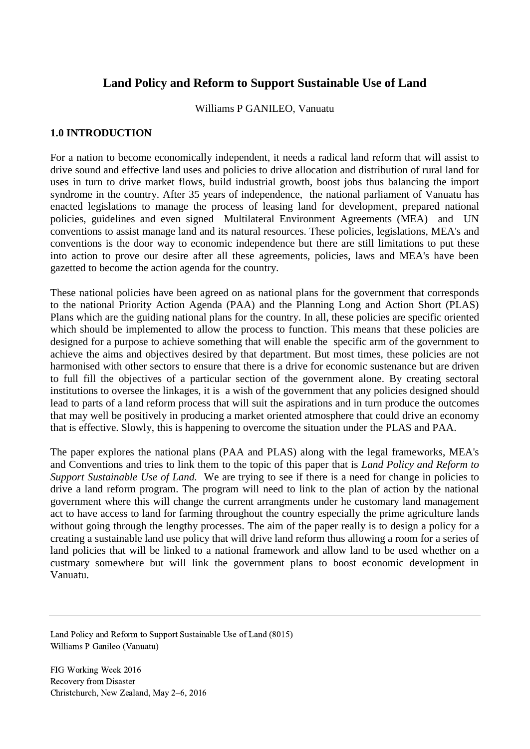# Land Policy and Reform to Support Sustainable Use of Land

Williams P GANILEO, Vanuatu

## 1.0 INTRODUCTION

For a nation to become economically independent, it needs a radical land reform that will assist to drive sound and effective land uses and policies to drive allocation and distribution of rural land for uses in turn to drive market flows, build industrial growth, boost jobs thus balancing the import syndrome in the country. After 35 years of independence, the national parliament of Vanuatu has enacted legislations to manage the process of leasing land for development, prepared national policies, guidelines and even signed Multilateral Environment Agreements (MEA) and UN conventions to assist manage land and its natural resources. These policies, legislations, MEA's and conventions is the door way to economic independence but there are still limitations to put these into action to prove our desire after all these agreements, policies, laws and MEA's have been gazetted to become the action agenda for the country.

These national policies have been agreed on as national plans for the government that corresponds to the national Priority Action Agenda (PAA) and the Planning Long and Action Short (PLAS) Plans which are the guiding national plans for the country. In all, these policies are specific oriented which should be implemented to allow the process to function. This means that these policies are designed for a purpose to achieve something that will enable the specific arm of the government to achieve the aims and objectives desired by that department. But most times, these policies are not harmonised with other sectors to ensure that there is a drive for economic sustenance but are driven to full fill the objectives of a particular section of the government alone. By creating sectoral institutions to oversee the linkages, it is a wish of the government that any policies designed should lead to parts of a land reform process that will suit the aspirations and in turn produce the outcomes that may well be positively in producing a market oriented atmosphere that could drive an economy that is effective. Slowly, this is happening to overcome the situation under the PLAS and PAA.

The paper explores the national plans (PAA and PLAS) along with the legal frameworks, MEA's and Conventions and tries to link them to the topic of this paper that is *Land Policy and Reform to Support Sustainable Use of Land.* We are trying to see if there is a need for change in policies to drive a land reform program. The program will need to link to the plan of action by the national government where this will change the current arrangments under he customary land management act to have access to land for farming throughout the country especially the prime agriculture lands without going through the lengthy processes. The aim of the paper really is to design a policy for a creating a sustainable land use policy that will drive land reform thus allowing a room for a series of land policies that will be linked to a national framework and allow land to be used whether on a custmary somewhere but will link the government plans to boost economic development in Vanuatu.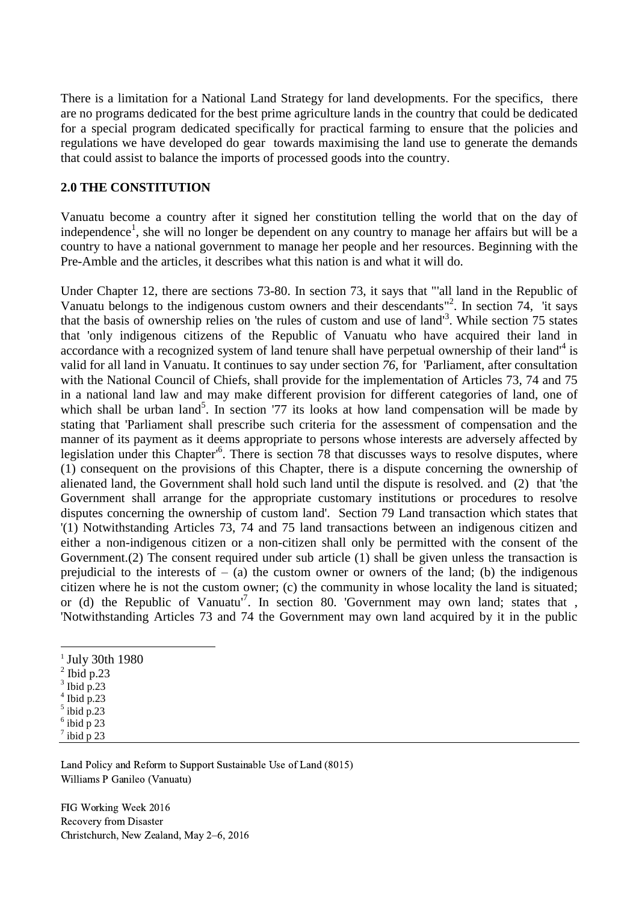There is a limitation for a National Land Strategy for land developments. For the specifics, there are no programs dedicated for the best prime agriculture lands in the country that could be dedicated for a special program dedicated specifically for practical farming to ensure that the policies and regulations we have developed do gear towards maximising the land use to generate the demands that could assist to balance the imports of processed goods into the country.

## 2.0 THE CONSTITUTION

Vanuatu become a country after it signed her constitution telling the world that on the day of independence[1], she will no longer be dependent on any country to manage her affairs but will be a country to have a national government to manage her people and her resources. Beginning with the Pre-Amble and the articles, it describes what this nation is and what it will do.

Under Chapter 12, there are sections 73-80. In section 73, it says that "'all land in the Republic of Vanuatu belongs to the indigenous custom owners and their descendants"[2]. In section 74, 'it says that the basis of ownership relies on 'the rules of custom and use of land'[3]. While section 75 states that 'only indigenous citizens of the Republic of Vanuatu who have acquired their land in accordance with a recognized system of land tenure shall have perpetual ownership of their land'[4] is valid for all land in Vanuatu. It continues to say under section *76*, for 'Parliament, after consultation with the National Council of Chiefs, shall provide for the implementation of Articles 73, 74 and 75 in a national land law and may make different provision for different categories of land, one of which shall be urban land[5]. In section '77 its looks at how land compensation will be made by stating that 'Parliament shall prescribe such criteria for the assessment of compensation and the manner of its payment as it deems appropriate to persons whose interests are adversely affected by legislation under this Chapter'[6]. There is section 78 that discusses ways to resolve disputes, where (1) consequent on the provisions of this Chapter, there is a dispute concerning the ownership of alienated land, the Government shall hold such land until the dispute is resolved. and (2) that 'the Government shall arrange for the appropriate customary institutions or procedures to resolve disputes concerning the ownership of custom land'. Section 79 Land transaction which states that '(1) Notwithstanding Articles 73, 74 and 75 land transactions between an indigenous citizen and either a non-indigenous citizen or a non-citizen shall only be permitted with the consent of the Government.(2) The consent required under sub article (1) shall be given unless the transaction is prejudicial to the interests of – (a) the custom owner or owners of the land; (b) the indigenous citizen where he is not the custom owner; (c) the community in whose locality the land is situated; or (d) the Republic of Vanuatu'[7]. In section 80. 'Government may own land; states that , 'Notwithstanding Articles 73 and 74 the Government may own land acquired by it in the public

---

[1] July 30th 1980
[2] Ibid p.23
[3] Ibid p.23
[4] Ibid p.23
[5] ibid p.23
[6] ibid p 23
[7] ibid p 23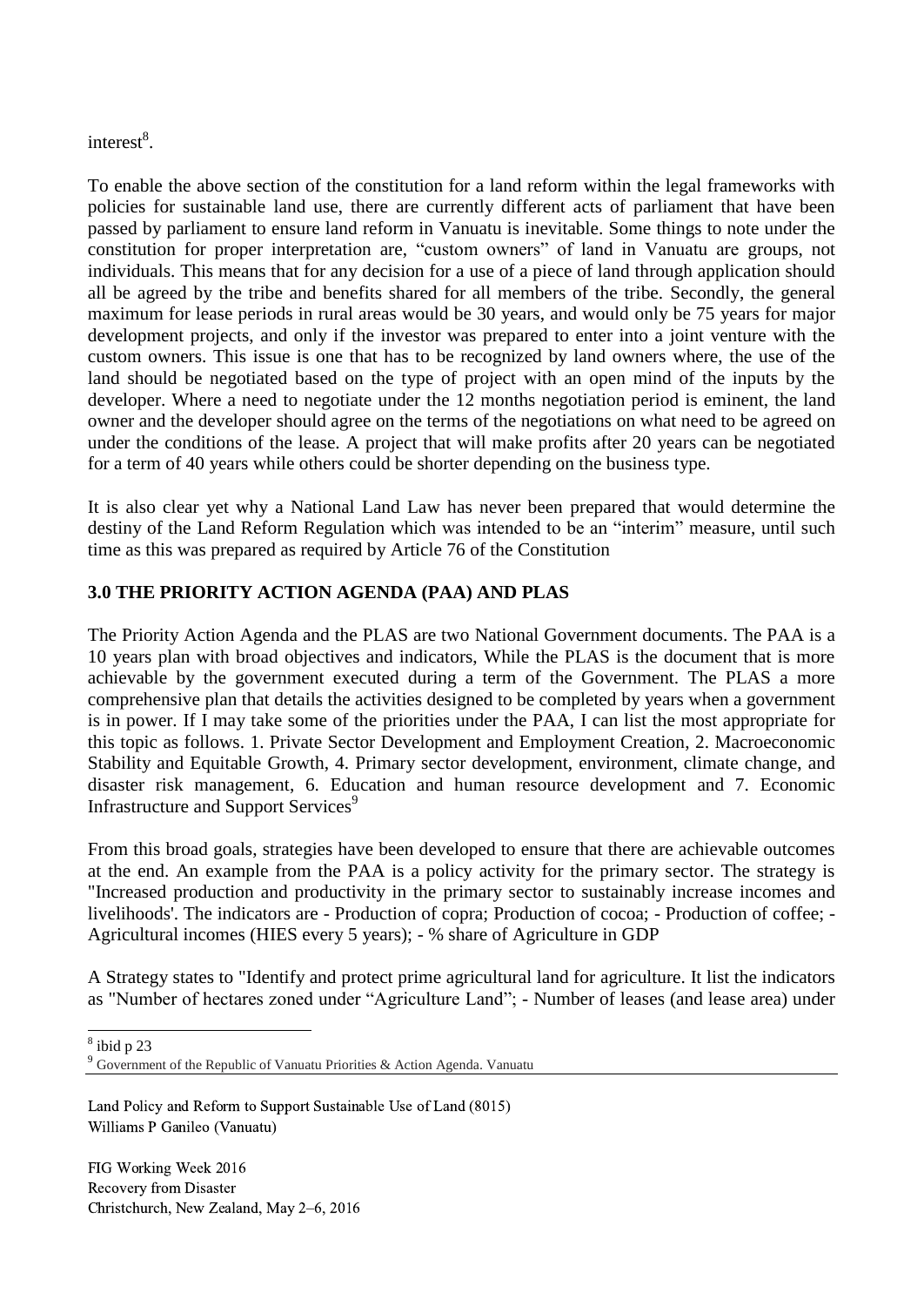interest[8].

To enable the above section of the constitution for a land reform within the legal frameworks with policies for sustainable land use, there are currently different acts of parliament that have been passed by parliament to ensure land reform in Vanuatu is inevitable. Some things to note under the constitution for proper interpretation are, "custom owners" of land in Vanuatu are groups, not individuals. This means that for any decision for a use of a piece of land through application should all be agreed by the tribe and benefits shared for all members of the tribe. Secondly, the general maximum for lease periods in rural areas would be 30 years, and would only be 75 years for major development projects, and only if the investor was prepared to enter into a joint venture with the custom owners. This issue is one that has to be recognized by land owners where, the use of the land should be negotiated based on the type of project with an open mind of the inputs by the developer. Where a need to negotiate under the 12 months negotiation period is eminent, the land owner and the developer should agree on the terms of the negotiations on what need to be agreed on under the conditions of the lease. A project that will make profits after 20 years can be negotiated for a term of 40 years while others could be shorter depending on the business type.

It is also clear yet why a National Land Law has never been prepared that would determine the destiny of the Land Reform Regulation which was intended to be an "interim" measure, until such time as this was prepared as required by Article 76 of the Constitution

## 3.0 THE PRIORITY ACTION AGENDA (PAA) AND PLAS

The Priority Action Agenda and the PLAS are two National Government documents. The PAA is a 10 years plan with broad objectives and indicators, While the PLAS is the document that is more achievable by the government executed during a term of the Government. The PLAS a more comprehensive plan that details the activities designed to be completed by years when a government is in power. If I may take some of the priorities under the PAA, I can list the most appropriate for this topic as follows. 1. Private Sector Development and Employment Creation, 2. Macroeconomic Stability and Equitable Growth, 4. Primary sector development, environment, climate change, and disaster risk management, 6. Education and human resource development and 7. Economic Infrastructure and Support Services[9]

From this broad goals, strategies have been developed to ensure that there are achievable outcomes at the end. An example from the PAA is a policy activity for the primary sector. The strategy is "Increased production and productivity in the primary sector to sustainably increase incomes and livelihoods'. The indicators are - Production of copra; Production of cocoa; - Production of coffee; - Agricultural incomes (HIES every 5 years); - % share of Agriculture in GDP

A Strategy states to "Identify and protect prime agricultural land for agriculture. It list the indicators as "Number of hectares zoned under "Agriculture Land"; - Number of leases (and lease area) under

---

[8] ibid p 23

[9] Government of the Republic of Vanuatu Priorities & Action Agenda. Vanuatu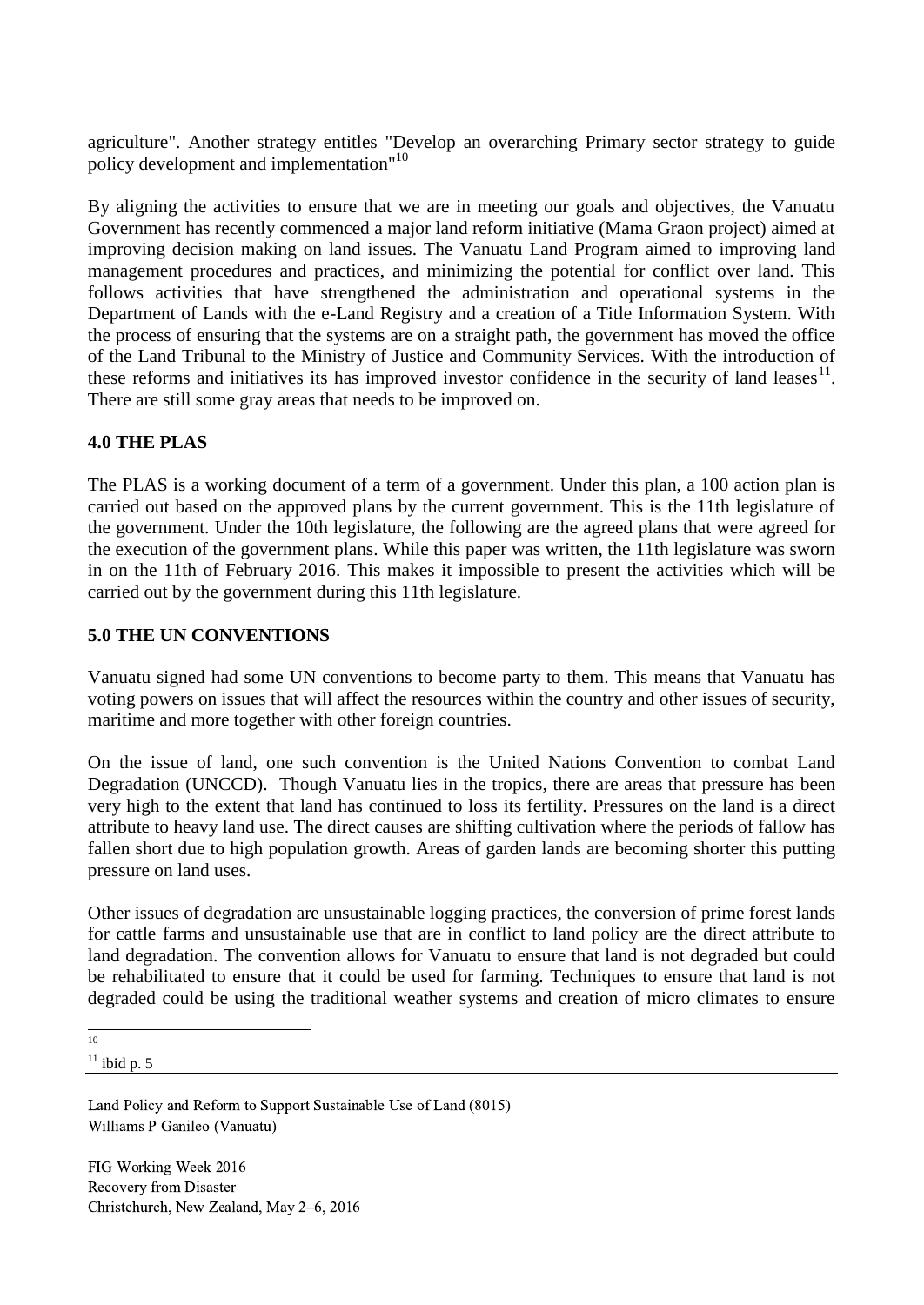agriculture". Another strategy entitles "Develop an overarching Primary sector strategy to guide policy development and implementation"[10]

By aligning the activities to ensure that we are in meeting our goals and objectives, the Vanuatu Government has recently commenced a major land reform initiative (Mama Graon project) aimed at improving decision making on land issues. The Vanuatu Land Program aimed to improving land management procedures and practices, and minimizing the potential for conflict over land. This follows activities that have strengthened the administration and operational systems in the Department of Lands with the e-Land Registry and a creation of a Title Information System. With the process of ensuring that the systems are on a straight path, the government has moved the office of the Land Tribunal to the Ministry of Justice and Community Services. With the introduction of these reforms and initiatives its has improved investor confidence in the security of land leases[11]. There are still some gray areas that needs to be improved on.

## 4.0 THE PLAS

The PLAS is a working document of a term of a government. Under this plan, a 100 action plan is carried out based on the approved plans by the current government. This is the 11th legislature of the government. Under the 10th legislature, the following are the agreed plans that were agreed for the execution of the government plans. While this paper was written, the 11th legislature was sworn in on the 11th of February 2016. This makes it impossible to present the activities which will be carried out by the government during this 11th legislature.

## 5.0 THE UN CONVENTIONS

Vanuatu signed had some UN conventions to become party to them. This means that Vanuatu has voting powers on issues that will affect the resources within the country and other issues of security, maritime and more together with other foreign countries.

On the issue of land, one such convention is the United Nations Convention to combat Land Degradation (UNCCD). Though Vanuatu lies in the tropics, there are areas that pressure has been very high to the extent that land has continued to loss its fertility. Pressures on the land is a direct attribute to heavy land use. The direct causes are shifting cultivation where the periods of fallow has fallen short due to high population growth. Areas of garden lands are becoming shorter this putting pressure on land uses.

Other issues of degradation are unsustainable logging practices, the conversion of prime forest lands for cattle farms and unsustainable use that are in conflict to land policy are the direct attribute to land degradation. The convention allows for Vanuatu to ensure that land is not degraded but could be rehabilitated to ensure that it could be used for farming. Techniques to ensure that land is not degraded could be using the traditional weather systems and creation of micro climates to ensure

---

[10]

[11] ibid p. 5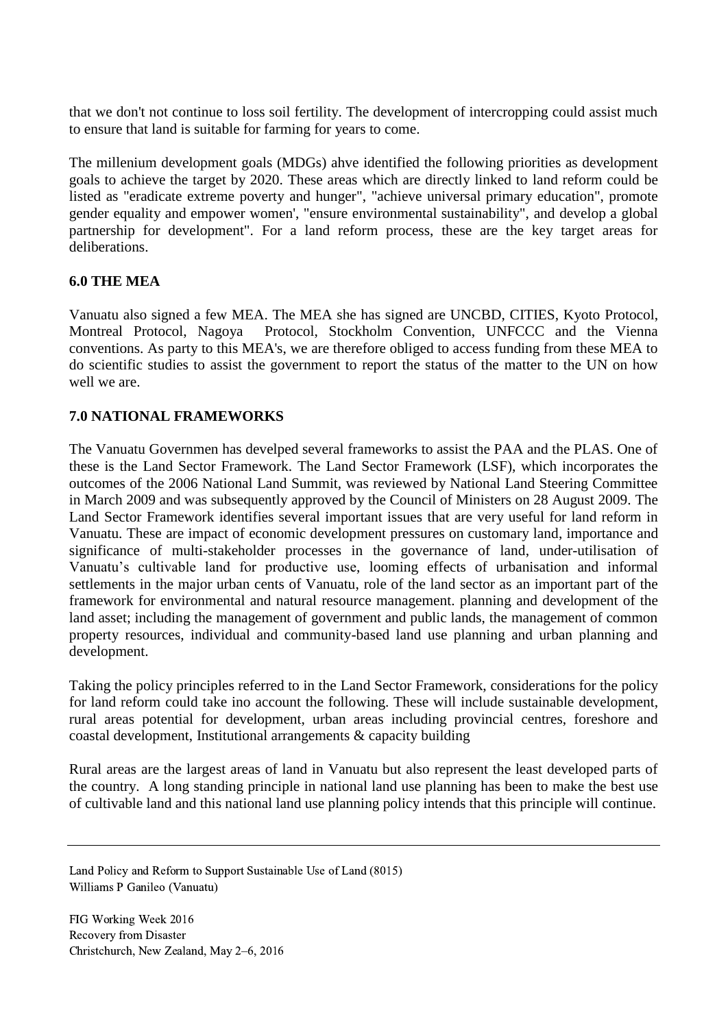that we don't not continue to loss soil fertility. The development of intercropping could assist much to ensure that land is suitable for farming for years to come.

The millenium development goals (MDGs) ahve identified the following priorities as development goals to achieve the target by 2020. These areas which are directly linked to land reform could be listed as "eradicate extreme poverty and hunger", "achieve universal primary education", promote gender equality and empower women', "ensure environmental sustainability", and develop a global partnership for development". For a land reform process, these are the key target areas for deliberations.

## 6.0 THE MEA

Vanuatu also signed a few MEA. The MEA she has signed are UNCBD, CITIES, Kyoto Protocol, Montreal Protocol, Nagoya Protocol, Stockholm Convention, UNFCCC and the Vienna conventions. As party to this MEA's, we are therefore obliged to access funding from these MEA to do scientific studies to assist the government to report the status of the matter to the UN on how well we are.

## 7.0 NATIONAL FRAMEWORKS

The Vanuatu Governmen has develped several frameworks to assist the PAA and the PLAS. One of these is the Land Sector Framework. The Land Sector Framework (LSF), which incorporates the outcomes of the 2006 National Land Summit, was reviewed by National Land Steering Committee in March 2009 and was subsequently approved by the Council of Ministers on 28 August 2009. The Land Sector Framework identifies several important issues that are very useful for land reform in Vanuatu. These are impact of economic development pressures on customary land, importance and significance of multi-stakeholder processes in the governance of land, under-utilisation of Vanuatu's cultivable land for productive use, looming effects of urbanisation and informal settlements in the major urban cents of Vanuatu, role of the land sector as an important part of the framework for environmental and natural resource management. planning and development of the land asset; including the management of government and public lands, the management of common property resources, individual and community-based land use planning and urban planning and development.

Taking the policy principles referred to in the Land Sector Framework, considerations for the policy for land reform could take ino account the following. These will include sustainable development, rural areas potential for development, urban areas including provincial centres, foreshore and coastal development, Institutional arrangements & capacity building

Rural areas are the largest areas of land in Vanuatu but also represent the least developed parts of the country. A long standing principle in national land use planning has been to make the best use of cultivable land and this national land use planning policy intends that this principle will continue.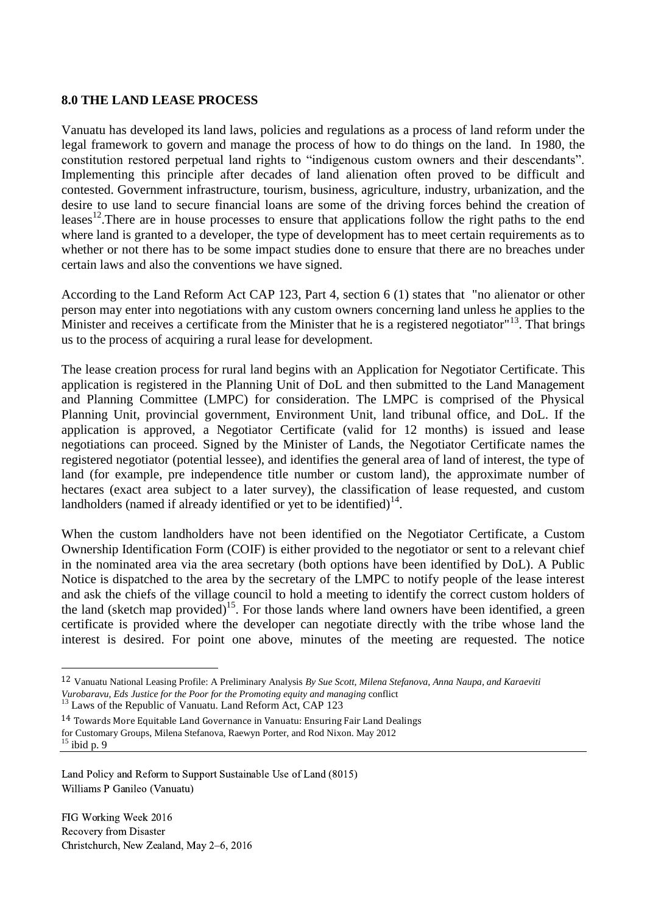### 8.0 THE LAND LEASE PROCESS

Vanuatu has developed its land laws, policies and regulations as a process of land reform under the legal framework to govern and manage the process of how to do things on the land. In 1980, the constitution restored perpetual land rights to "indigenous custom owners and their descendants". Implementing this principle after decades of land alienation often proved to be difficult and contested. Government infrastructure, tourism, business, agriculture, industry, urbanization, and the desire to use land to secure financial loans are some of the driving forces behind the creation of leases[12].There are in house processes to ensure that applications follow the right paths to the end where land is granted to a developer, the type of development has to meet certain requirements as to whether or not there has to be some impact studies done to ensure that there are no breaches under certain laws and also the conventions we have signed.

According to the Land Reform Act CAP 123, Part 4, section 6 (1) states that "no alienator or other person may enter into negotiations with any custom owners concerning land unless he applies to the Minister and receives a certificate from the Minister that he is a registered negotiator"[13]. That brings us to the process of acquiring a rural lease for development.

The lease creation process for rural land begins with an Application for Negotiator Certificate. This application is registered in the Planning Unit of DoL and then submitted to the Land Management and Planning Committee (LMPC) for consideration. The LMPC is comprised of the Physical Planning Unit, provincial government, Environment Unit, land tribunal office, and DoL. If the application is approved, a Negotiator Certificate (valid for 12 months) is issued and lease negotiations can proceed. Signed by the Minister of Lands, the Negotiator Certificate names the registered negotiator (potential lessee), and identifies the general area of land of interest, the type of land (for example, pre independence title number or custom land), the approximate number of hectares (exact area subject to a later survey), the classification of lease requested, and custom landholders (named if already identified or yet to be identified)[14].

When the custom landholders have not been identified on the Negotiator Certificate, a Custom Ownership Identification Form (COIF) is either provided to the negotiator or sent to a relevant chief in the nominated area via the area secretary (both options have been identified by DoL). A Public Notice is dispatched to the area by the secretary of the LMPC to notify people of the lease interest and ask the chiefs of the village council to hold a meeting to identify the correct custom holders of the land (sketch map provided)[15]. For those lands where land owners have been identified, a green certificate is provided where the developer can negotiate directly with the tribe whose land the interest is desired. For point one above, minutes of the meeting are requested. The notice

---

[12] Vanuatu National Leasing Profile: A Preliminary Analysis *By Sue Scott, Milena Stefanova, Anna Naupa, and Karaeviti Vurobaravu, Eds Justice for the Poor for the Promoting equity and managing* conflict

[13] Laws of the Republic of Vanuatu. Land Reform Act, CAP 123

[14] Towards More Equitable Land Governance in Vanuatu: Ensuring Fair Land Dealings for Customary Groups, Milena Stefanova, Raewyn Porter, and Rod Nixon. May 2012

[15] ibid p. 9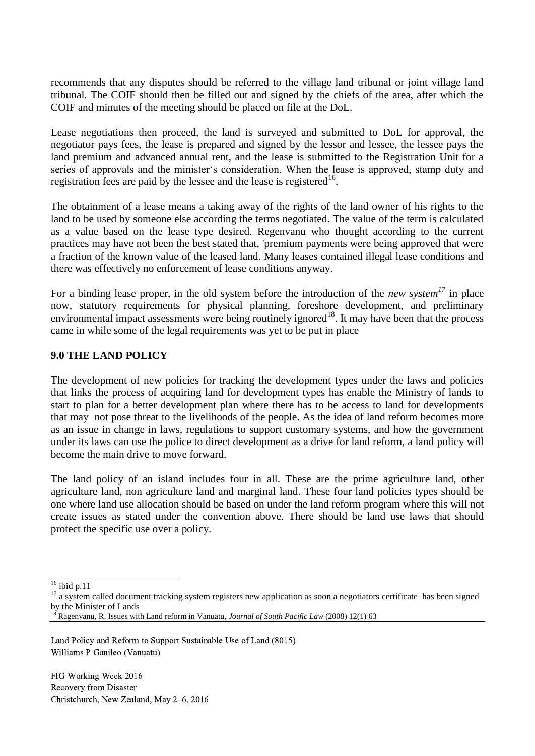recommends that any disputes should be referred to the village land tribunal or joint village land tribunal. The COIF should then be filled out and signed by the chiefs of the area, after which the COIF and minutes of the meeting should be placed on file at the DoL.

Lease negotiations then proceed, the land is surveyed and submitted to DoL for approval, the negotiator pays fees, the lease is prepared and signed by the lessor and lessee, the lessee pays the land premium and advanced annual rent, and the lease is submitted to the Registration Unit for a series of approvals and the minister's consideration. When the lease is approved, stamp duty and registration fees are paid by the lessee and the lease is registered[16].

The obtainment of a lease means a taking away of the rights of the land owner of his rights to the land to be used by someone else according the terms negotiated. The value of the term is calculated as a value based on the lease type desired. Regenvanu who thought according to the current practices may have not been the best stated that, 'premium payments were being approved that were a fraction of the known value of the leased land. Many leases contained illegal lease conditions and there was effectively no enforcement of lease conditions anyway.

For a binding lease proper, in the old system before the introduction of the *new system*[17] in place now, statutory requirements for physical planning, foreshore development, and preliminary environmental impact assessments were being routinely ignored[18]. It may have been that the process came in while some of the legal requirements was yet to be put in place

## 9.0 THE LAND POLICY

The development of new policies for tracking the development types under the laws and policies that links the process of acquiring land for development types has enable the Ministry of lands to start to plan for a better development plan where there has to be access to land for developments that may not pose threat to the livelihoods of the people. As the idea of land reform becomes more as an issue in change in laws, regulations to support customary systems, and how the government under its laws can use the police to direct development as a drive for land reform, a land policy will become the main drive to move forward.

The land policy of an island includes four in all. These are the prime agriculture land, other agriculture land, non agriculture land and marginal land. These four land policies types should be one where land use allocation should be based on under the land reform program where this will not create issues as stated under the convention above. There should be land use laws that should protect the specific use over a policy.

---

[16] ibid p.11

[17] a system called document tracking system registers new application as soon a negotiators certificate has been signed by the Minister of Lands

[18] Ragenvanu, R. Issues with Land reform in Vanuatu, *Journal of South Pacific Law* (2008) 12(1) 63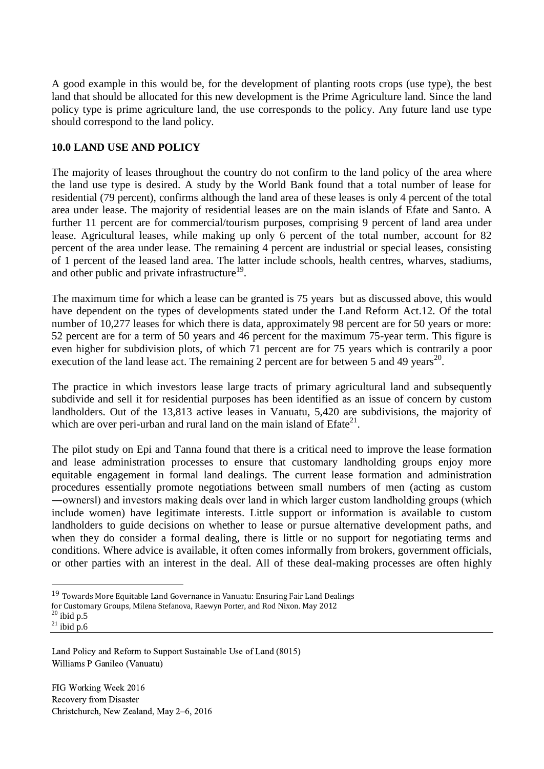A good example in this would be, for the development of planting roots crops (use type), the best land that should be allocated for this new development is the Prime Agriculture land. Since the land policy type is prime agriculture land, the use corresponds to the policy. Any future land use type should correspond to the land policy.

## 10.0 LAND USE AND POLICY

The majority of leases throughout the country do not confirm to the land policy of the area where the land use type is desired. A study by the World Bank found that a total number of lease for residential (79 percent), confirms although the land area of these leases is only 4 percent of the total area under lease. The majority of residential leases are on the main islands of Efate and Santo. A further 11 percent are for commercial/tourism purposes, comprising 9 percent of land area under lease. Agricultural leases, while making up only 6 percent of the total number, account for 82 percent of the area under lease. The remaining 4 percent are industrial or special leases, consisting of 1 percent of the leased land area. The latter include schools, health centres, wharves, stadiums, and other public and private infrastructure[19].

The maximum time for which a lease can be granted is 75 years but as discussed above, this would have dependent on the types of developments stated under the Land Reform Act.12. Of the total number of 10,277 leases for which there is data, approximately 98 percent are for 50 years or more: 52 percent are for a term of 50 years and 46 percent for the maximum 75-year term. This figure is even higher for subdivision plots, of which 71 percent are for 75 years which is contrarily a poor execution of the land lease act. The remaining 2 percent are for between 5 and 49 years[20].

The practice in which investors lease large tracts of primary agricultural land and subsequently subdivide and sell it for residential purposes has been identified as an issue of concern by custom landholders. Out of the 13,813 active leases in Vanuatu, 5,420 are subdivisions, the majority of which are over peri-urban and rural land on the main island of Efate[21].

The pilot study on Epi and Tanna found that there is a critical need to improve the lease formation and lease administration processes to ensure that customary landholding groups enjoy more equitable engagement in formal land dealings. The current lease formation and administration procedures essentially promote negotiations between small numbers of men (acting as custom ―owners‖) and investors making deals over land in which larger custom landholding groups (which include women) have legitimate interests. Little support or information is available to custom landholders to guide decisions on whether to lease or pursue alternative development paths, and when they do consider a formal dealing, there is little or no support for negotiating terms and conditions. Where advice is available, it often comes informally from brokers, government officials, or other parties with an interest in the deal. All of these deal-making processes are often highly

---

[19] Towards More Equitable Land Governance in Vanuatu: Ensuring Fair Land Dealings for Customary Groups, Milena Stefanova, Raewyn Porter, and Rod Nixon. May 2012

[20] ibid p.5

[21] ibid p.6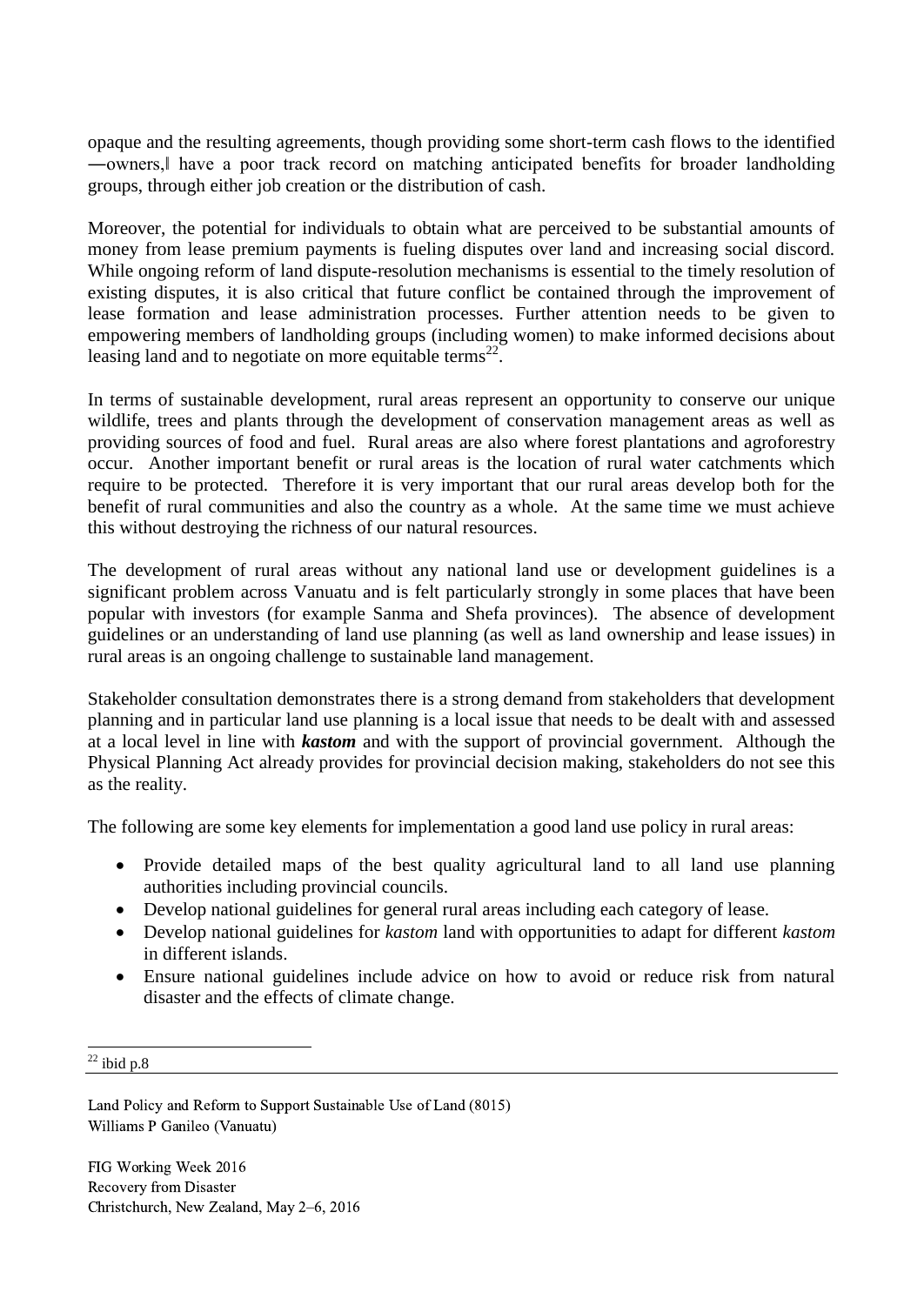opaque and the resulting agreements, though providing some short-term cash flows to the identified ―owners,‖ have a poor track record on matching anticipated benefits for broader landholding groups, through either job creation or the distribution of cash.

Moreover, the potential for individuals to obtain what are perceived to be substantial amounts of money from lease premium payments is fueling disputes over land and increasing social discord. While ongoing reform of land dispute-resolution mechanisms is essential to the timely resolution of existing disputes, it is also critical that future conflict be contained through the improvement of lease formation and lease administration processes. Further attention needs to be given to empowering members of landholding groups (including women) to make informed decisions about leasing land and to negotiate on more equitable terms[22].

In terms of sustainable development, rural areas represent an opportunity to conserve our unique wildlife, trees and plants through the development of conservation management areas as well as providing sources of food and fuel. Rural areas are also where forest plantations and agroforestry occur. Another important benefit or rural areas is the location of rural water catchments which require to be protected. Therefore it is very important that our rural areas develop both for the benefit of rural communities and also the country as a whole. At the same time we must achieve this without destroying the richness of our natural resources.

The development of rural areas without any national land use or development guidelines is a significant problem across Vanuatu and is felt particularly strongly in some places that have been popular with investors (for example Sanma and Shefa provinces). The absence of development guidelines or an understanding of land use planning (as well as land ownership and lease issues) in rural areas is an ongoing challenge to sustainable land management.

Stakeholder consultation demonstrates there is a strong demand from stakeholders that development planning and in particular land use planning is a local issue that needs to be dealt with and assessed at a local level in line with ***kastom*** and with the support of provincial government. Although the Physical Planning Act already provides for provincial decision making, stakeholders do not see this as the reality.

The following are some key elements for implementation a good land use policy in rural areas:

- Provide detailed maps of the best quality agricultural land to all land use planning authorities including provincial councils.
- Develop national guidelines for general rural areas including each category of lease.
- Develop national guidelines for *kastom* land with opportunities to adapt for different *kastom* in different islands.
- Ensure national guidelines include advice on how to avoid or reduce risk from natural disaster and the effects of climate change.

[22] ibid p.8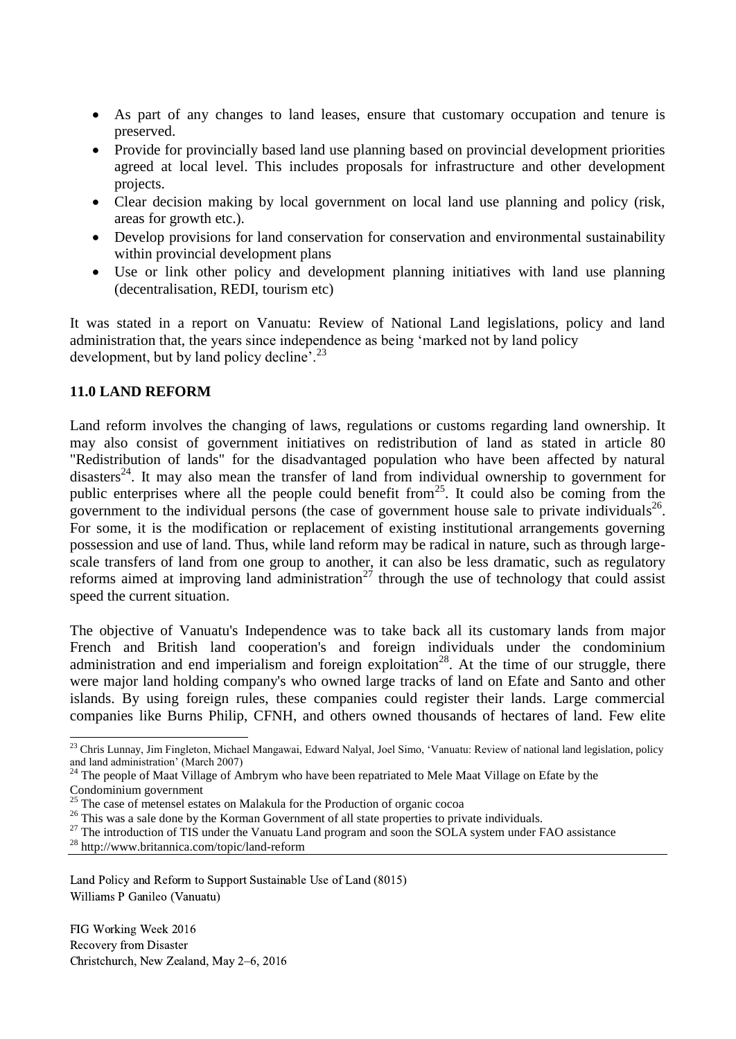- As part of any changes to land leases, ensure that customary occupation and tenure is preserved.
- Provide for provincially based land use planning based on provincial development priorities agreed at local level. This includes proposals for infrastructure and other development projects.
- Clear decision making by local government on local land use planning and policy (risk, areas for growth etc.).
- Develop provisions for land conservation for conservation and environmental sustainability within provincial development plans
- Use or link other policy and development planning initiatives with land use planning (decentralisation, REDI, tourism etc)

It was stated in a report on Vanuatu: Review of National Land legislations, policy and land administration that, the years since independence as being 'marked not by land policy development, but by land policy decline'.[23]

## 11.0 LAND REFORM

Land reform involves the changing of laws, regulations or customs regarding land ownership. It may also consist of government initiatives on redistribution of land as stated in article 80 "Redistribution of lands" for the disadvantaged population who have been affected by natural disasters[24]. It may also mean the transfer of land from individual ownership to government for public enterprises where all the people could benefit from[25]. It could also be coming from the government to the individual persons (the case of government house sale to private individuals[26]. For some, it is the modification or replacement of existing institutional arrangements governing possession and use of land. Thus, while land reform may be radical in nature, such as through large-scale transfers of land from one group to another, it can also be less dramatic, such as regulatory reforms aimed at improving land administration[27] through the use of technology that could assist speed the current situation.

The objective of Vanuatu's Independence was to take back all its customary lands from major French and British land cooperation's and foreign individuals under the condominium administration and end imperialism and foreign exploitation[28]. At the time of our struggle, there were major land holding company's who owned large tracks of land on Efate and Santo and other islands. By using foreign rules, these companies could register their lands. Large commercial companies like Burns Philip, CFNH, and others owned thousands of hectares of land. Few elite

---

[23] Chris Lunnay, Jim Fingleton, Michael Mangawai, Edward Nalyal, Joel Simo, 'Vanuatu: Review of national land legislation, policy and land administration' (March 2007)

[24] The people of Maat Village of Ambrym who have been repatriated to Mele Maat Village on Efate by the Condominium government

[25] The case of metensel estates on Malakula for the Production of organic cocoa

[26] This was a sale done by the Korman Government of all state properties to private individuals.

[27] The introduction of TIS under the Vanuatu Land program and soon the SOLA system under FAO assistance

[28] http://www.britannica.com/topic/land-reform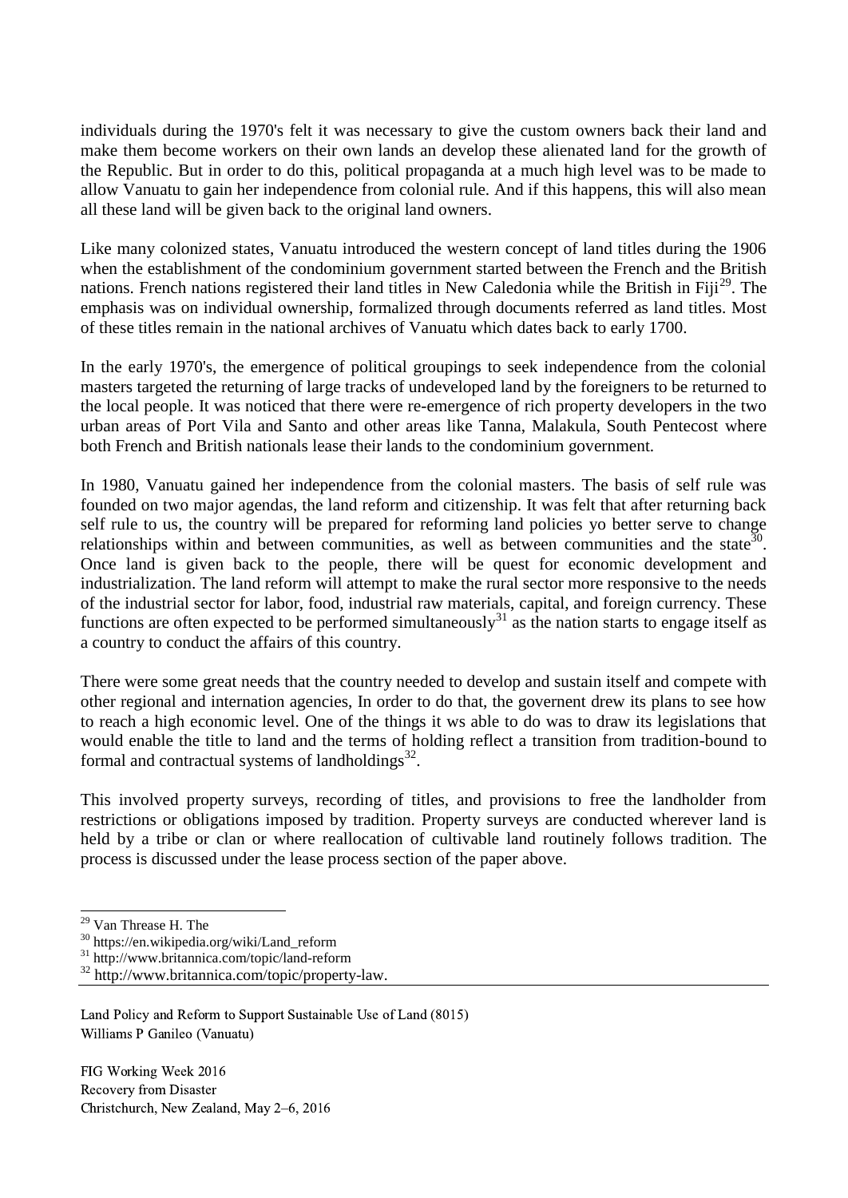individuals during the 1970's felt it was necessary to give the custom owners back their land and make them become workers on their own lands an develop these alienated land for the growth of the Republic. But in order to do this, political propaganda at a much high level was to be made to allow Vanuatu to gain her independence from colonial rule. And if this happens, this will also mean all these land will be given back to the original land owners.

Like many colonized states, Vanuatu introduced the western concept of land titles during the 1906 when the establishment of the condominium government started between the French and the British nations. French nations registered their land titles in New Caledonia while the British in Fiji[29]. The emphasis was on individual ownership, formalized through documents referred as land titles. Most of these titles remain in the national archives of Vanuatu which dates back to early 1700.

In the early 1970's, the emergence of political groupings to seek independence from the colonial masters targeted the returning of large tracks of undeveloped land by the foreigners to be returned to the local people. It was noticed that there were re-emergence of rich property developers in the two urban areas of Port Vila and Santo and other areas like Tanna, Malakula, South Pentecost where both French and British nationals lease their lands to the condominium government.

In 1980, Vanuatu gained her independence from the colonial masters. The basis of self rule was founded on two major agendas, the land reform and citizenship. It was felt that after returning back self rule to us, the country will be prepared for reforming land policies yo better serve to change relationships within and between communities, as well as between communities and the state[30]. Once land is given back to the people, there will be quest for economic development and industrialization. The land reform will attempt to make the rural sector more responsive to the needs of the industrial sector for labor, food, industrial raw materials, capital, and foreign currency. These functions are often expected to be performed simultaneously[31] as the nation starts to engage itself as a country to conduct the affairs of this country.

There were some great needs that the country needed to develop and sustain itself and compete with other regional and internation agencies, In order to do that, the governent drew its plans to see how to reach a high economic level. One of the things it ws able to do was to draw its legislations that would enable the title to land and the terms of holding reflect a transition from tradition-bound to formal and contractual systems of landholdings[32].

This involved property surveys, recording of titles, and provisions to free the landholder from restrictions or obligations imposed by tradition. Property surveys are conducted wherever land is held by a tribe or clan or where reallocation of cultivable land routinely follows tradition. The process is discussed under the lease process section of the paper above.

---

[29] Van Threase H. The

[30] https://en.wikipedia.org/wiki/Land_reform

[31] http://www.britannica.com/topic/land-reform

[32] http://www.britannica.com/topic/property-law.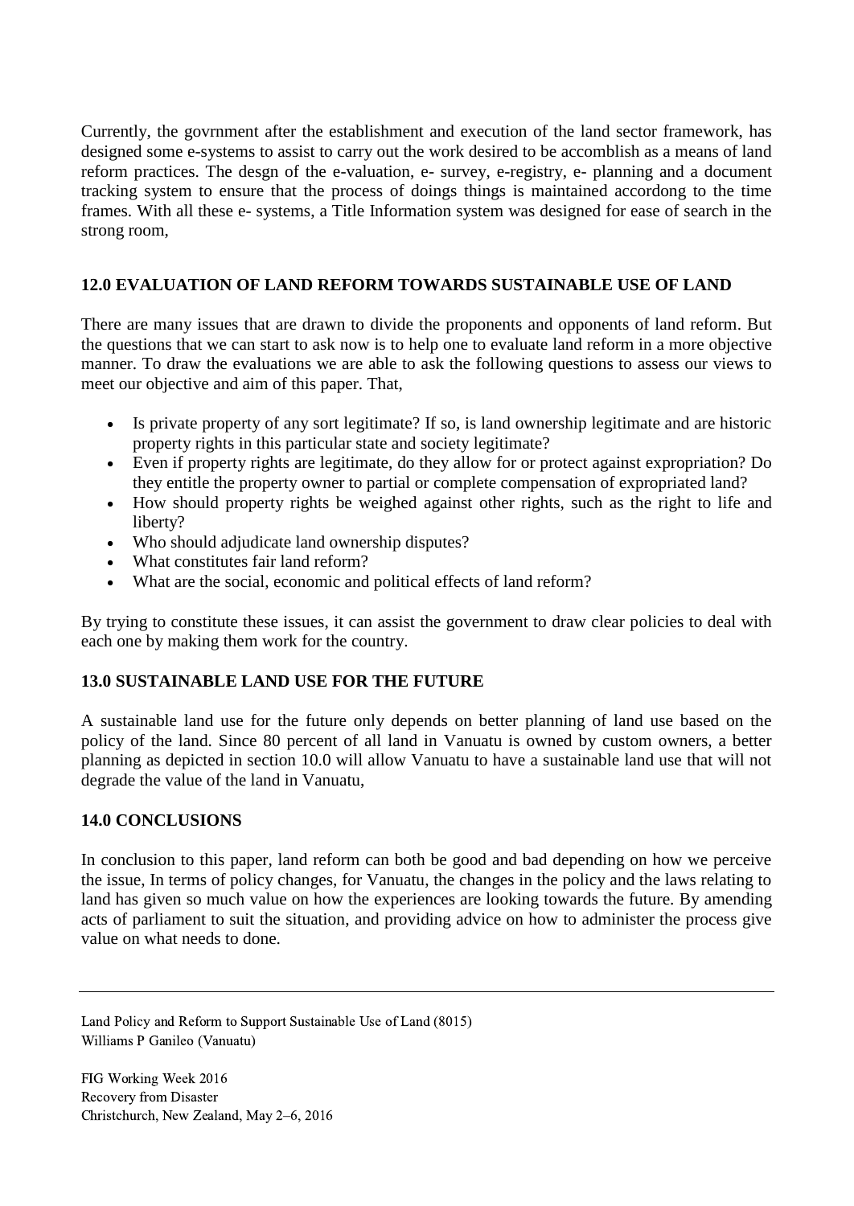Currently, the govrnment after the establishment and execution of the land sector framework, has designed some e-systems to assist to carry out the work desired to be accomblish as a means of land reform practices. The desgn of the e-valuation, e- survey, e-registry, e- planning and a document tracking system to ensure that the process of doings things is maintained accordong to the time frames. With all these e- systems, a Title Information system was designed for ease of search in the strong room,

## 12.0 EVALUATION OF LAND REFORM TOWARDS SUSTAINABLE USE OF LAND

There are many issues that are drawn to divide the proponents and opponents of land reform. But the questions that we can start to ask now is to help one to evaluate land reform in a more objective manner. To draw the evaluations we are able to ask the following questions to assess our views to meet our objective and aim of this paper. That,

- Is private property of any sort legitimate? If so, is land ownership legitimate and are historic property rights in this particular state and society legitimate?
- Even if property rights are legitimate, do they allow for or protect against expropriation? Do they entitle the property owner to partial or complete compensation of expropriated land?
- How should property rights be weighed against other rights, such as the right to life and liberty?
- Who should adjudicate land ownership disputes?
- What constitutes fair land reform?
- What are the social, economic and political effects of land reform?

By trying to constitute these issues, it can assist the government to draw clear policies to deal with each one by making them work for the country.

## 13.0 SUSTAINABLE LAND USE FOR THE FUTURE

A sustainable land use for the future only depends on better planning of land use based on the policy of the land. Since 80 percent of all land in Vanuatu is owned by custom owners, a better planning as depicted in section 10.0 will allow Vanuatu to have a sustainable land use that will not degrade the value of the land in Vanuatu,

## 14.0 CONCLUSIONS

In conclusion to this paper, land reform can both be good and bad depending on how we perceive the issue, In terms of policy changes, for Vanuatu, the changes in the policy and the laws relating to land has given so much value on how the experiences are looking towards the future. By amending acts of parliament to suit the situation, and providing advice on how to administer the process give value on what needs to done.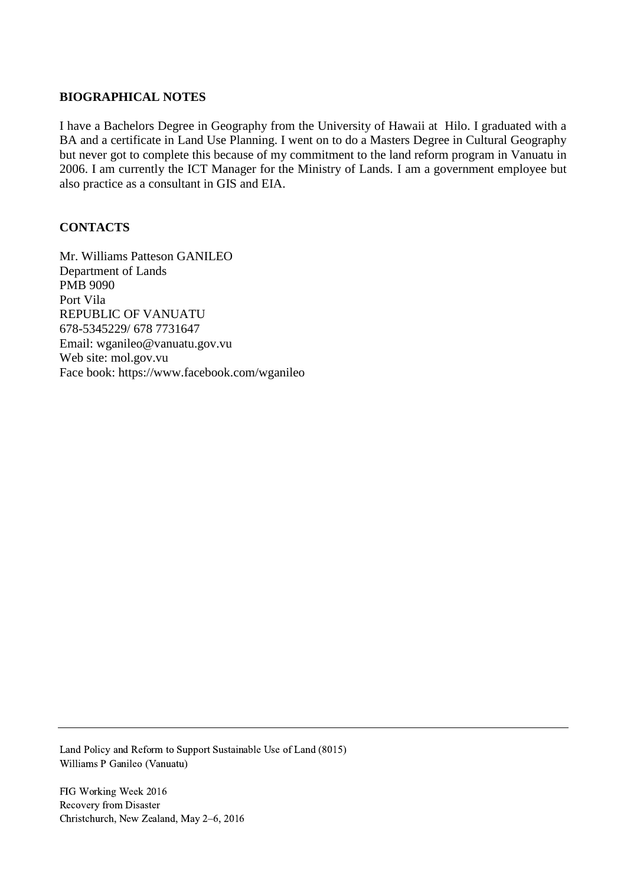**BIOGRAPHICAL NOTES**

I have a Bachelors Degree in Geography from the University of Hawaii at Hilo. I graduated with a BA and a certificate in Land Use Planning. I went on to do a Masters Degree in Cultural Geography but never got to complete this because of my commitment to the land reform program in Vanuatu in 2006. I am currently the ICT Manager for the Ministry of Lands. I am a government employee but also practice as a consultant in GIS and EIA.

**CONTACTS**

Mr. Williams Patteson GANILEO
Department of Lands
PMB 9090
Port Vila
REPUBLIC OF VANUATU
678-5345229/ 678 7731647
Email: wganileo@vanuatu.gov.vu
Web site: mol.gov.vu
Face book: https://www.facebook.com/wganileo